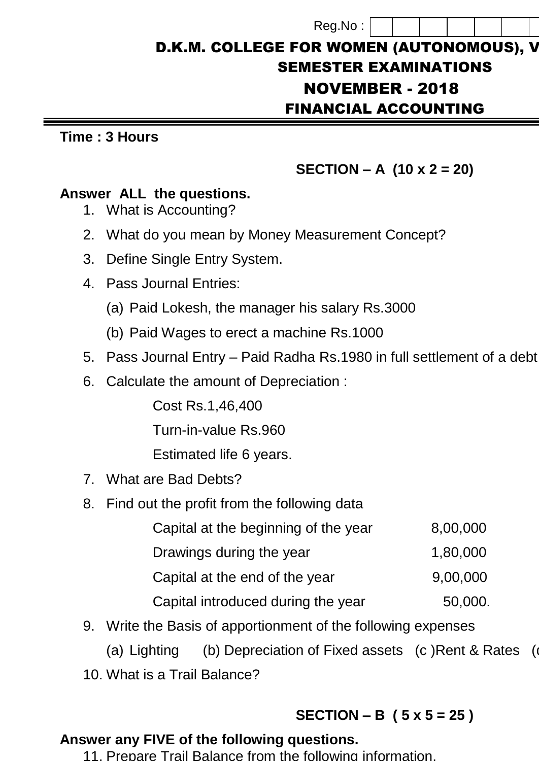Reg.No :

# D.K.M. COLLEGE FOR WOMEN (AUTONOMOUS), V

## SEMESTER EXAMINATIONS

## NOVEMBER - 2018

## FINANCIAL ACCOUNTING

**Time : 3 Hours**

### SECTION – A (10 x 2 = 20)

**Answer ALL the questions.**

1. What is Accounting?
2. What do you mean by Money Measurement Concept?
3. Define Single Entry System.
4. Pass Journal Entries:
   (a) Paid Lokesh, the manager his salary Rs.3000
   (b) Paid Wages to erect a machine Rs.1000
5. Pass Journal Entry – Paid Radha Rs.1980 in full settlement of a debt
6. Calculate the amount of Depreciation :

   Cost Rs.1,46,400

   Turn-in-value Rs.960

   Estimated life 6 years.
7. What are Bad Debts?
8. Find out the profit from the following data

   | | |
   |---|---|
   | Capital at the beginning of the year | 8,00,000 |
   | Drawings during the year | 1,80,000 |
   | Capital at the end of the year | 9,00,000 |
   | Capital introduced during the year | 50,000. |

9. Write the Basis of apportionment of the following expenses
   (a) Lighting (b) Depreciation of Fixed assets (c )Rent & Rates (
10. What is a Trail Balance?

### SECTION – B ( 5 x 5 = 25 )

**Answer any FIVE of the following questions.**

11. Prepare Trail Balance from the following information.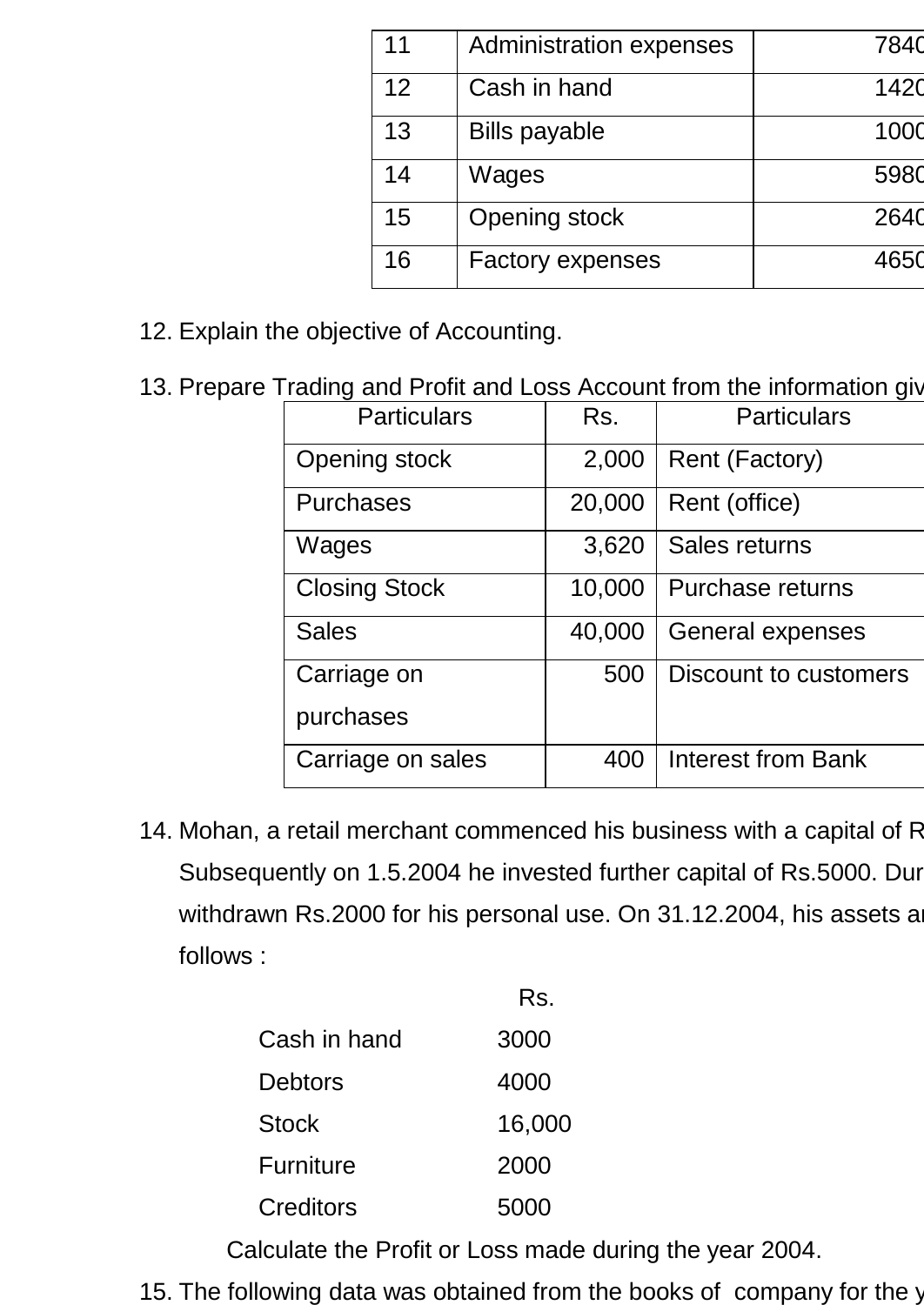| | | |
|---|---|---|
| 11 | Administration expenses | 7840 |
| 12 | Cash in hand | 1420 |
| 13 | Bills payable | 1000 |
| 14 | Wages | 5980 |
| 15 | Opening stock | 2640 |
| 16 | Factory expenses | 4650 |

12. Explain the objective of Accounting.

13. Prepare Trading and Profit and Loss Account from the information giv

| Particulars | Rs. | Particulars |
|---|---|---|
| Opening stock | 2,000 | Rent (Factory) |
| Purchases | 20,000 | Rent (office) |
| Wages | 3,620 | Sales returns |
| Closing Stock | 10,000 | Purchase returns |
| Sales | 40,000 | General expenses |
| Carriage on purchases | 500 | Discount to customers |
| Carriage on sales | 400 | Interest from Bank |

14. Mohan, a retail merchant commenced his business with a capital of R Subsequently on 1.5.2004 he invested further capital of Rs.5000. Dur withdrawn Rs.2000 for his personal use. On 31.12.2004, his assets ar follows :

| | Rs. |
|---|---|
| Cash in hand | 3000 |
| Debtors | 4000 |
| Stock | 16,000 |
| Furniture | 2000 |
| Creditors | 5000 |

Calculate the Profit or Loss made during the year 2004.

15. The following data was obtained from the books of company for the y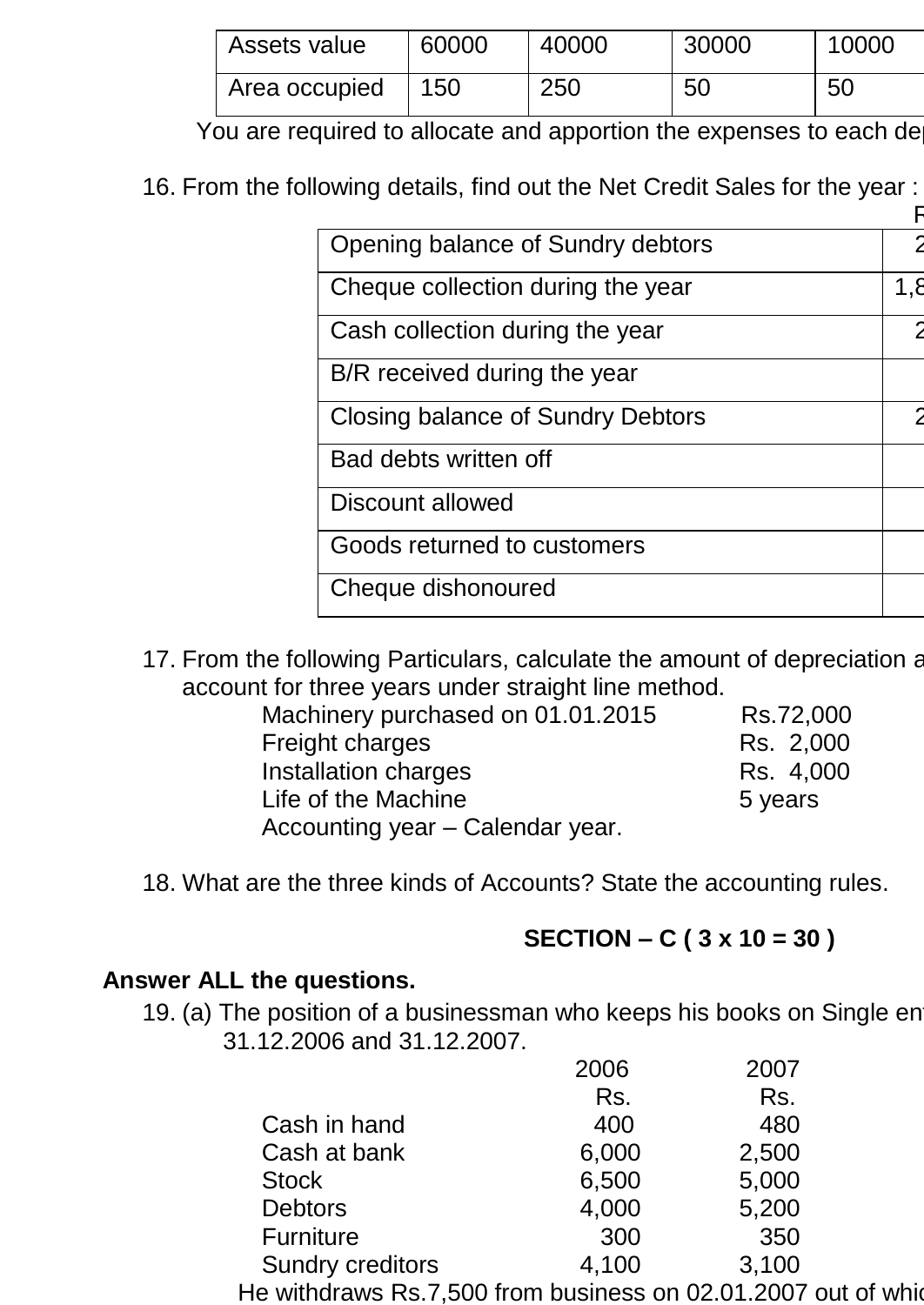| | | | | |
|---|---|---|---|---|
| Assets value | 60000 | 40000 | 30000 | 10000 |
| Area occupied | 150 | 250 | 50 | 50 |

You are required to allocate and apportion the expenses to each de

16. From the following details, find out the Net Credit Sales for the year :

| | R |
|---|---|
| Opening balance of Sundry debtors | 2 |
| Cheque collection during the year | 1,8 |
| Cash collection during the year | 2 |
| B/R received during the year | |
| Closing balance of Sundry Debtors | 2 |
| Bad debts written off | |
| Discount allowed | |
| Goods returned to customers | |
| Cheque dishonoured | |

17. From the following Particulars, calculate the amount of depreciation a account for three years under straight line method.

| | |
|---|---|
| Machinery purchased on 01.01.2015 | Rs.72,000 |
| Freight charges | Rs. 2,000 |
| Installation charges | Rs. 4,000 |
| Life of the Machine | 5 years |

Accounting year – Calendar year.

18. What are the three kinds of Accounts? State the accounting rules.

**SECTION – C ( 3 x 10 = 30 )**

**Answer ALL the questions.**

19. (a) The position of a businessman who keeps his books on Single en 31.12.2006 and 31.12.2007.

| | 2006 Rs. | 2007 Rs. |
|---|---|---|
| Cash in hand | 400 | 480 |
| Cash at bank | 6,000 | 2,500 |
| Stock | 6,500 | 5,000 |
| Debtors | 4,000 | 5,200 |
| Furniture | 300 | 350 |
| Sundry creditors | 4,100 | 3,100 |

He withdraws Rs.7,500 from business on 02.01.2007 out of whic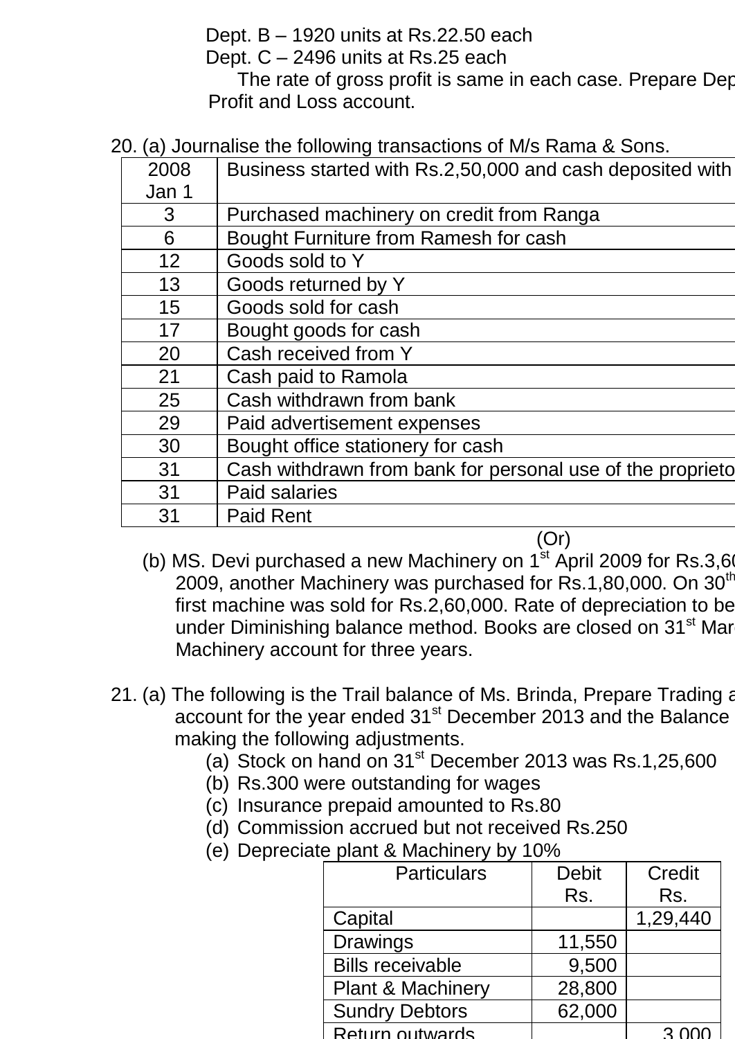Dept. B – 1920 units at Rs.22.50 each

Dept. C – 2496 units at Rs.25 each

The rate of gross profit is same in each case. Prepare Dep
Profit and Loss account.

20. (a) Journalise the following transactions of M/s Rama & Sons.

| | |
|---|---|
| 2008 Jan 1 | Business started with Rs.2,50,000 and cash deposited with |
| 3 | Purchased machinery on credit from Ranga |
| 6 | Bought Furniture from Ramesh for cash |
| 12 | Goods sold to Y |
| 13 | Goods returned by Y |
| 15 | Goods sold for cash |
| 17 | Bought goods for cash |
| 20 | Cash received from Y |
| 21 | Cash paid to Ramola |
| 25 | Cash withdrawn from bank |
| 29 | Paid advertisement expenses |
| 30 | Bought office stationery for cash |
| 31 | Cash withdrawn from bank for personal use of the proprieto |
| 31 | Paid salaries |
| 31 | Paid Rent |

(Or)

(b) MS. Devi purchased a new Machinery on 1st April 2009 for Rs.3,6
2009, another Machinery was purchased for Rs.1,80,000. On 30th
first machine was sold for Rs.2,60,000. Rate of depreciation to be
under Diminishing balance method. Books are closed on 31st Mar
Machinery account for three years.

21. (a) The following is the Trail balance of Ms. Brinda, Prepare Trading a
account for the year ended 31st December 2013 and the Balance
making the following adjustments.

(a) Stock on hand on 31st December 2013 was Rs.1,25,600
(b) Rs.300 were outstanding for wages
(c) Insurance prepaid amounted to Rs.80
(d) Commission accrued but not received Rs.250
(e) Depreciate plant & Machinery by 10%

| Particulars | Debit Rs. | Credit Rs. |
|---|---|---|
| Capital | | 1,29,440 |
| Drawings | 11,550 | |
| Bills receivable | 9,500 | |
| Plant & Machinery | 28,800 | |
| Sundry Debtors | 62,000 | |
| Return outwards | | 3,000 |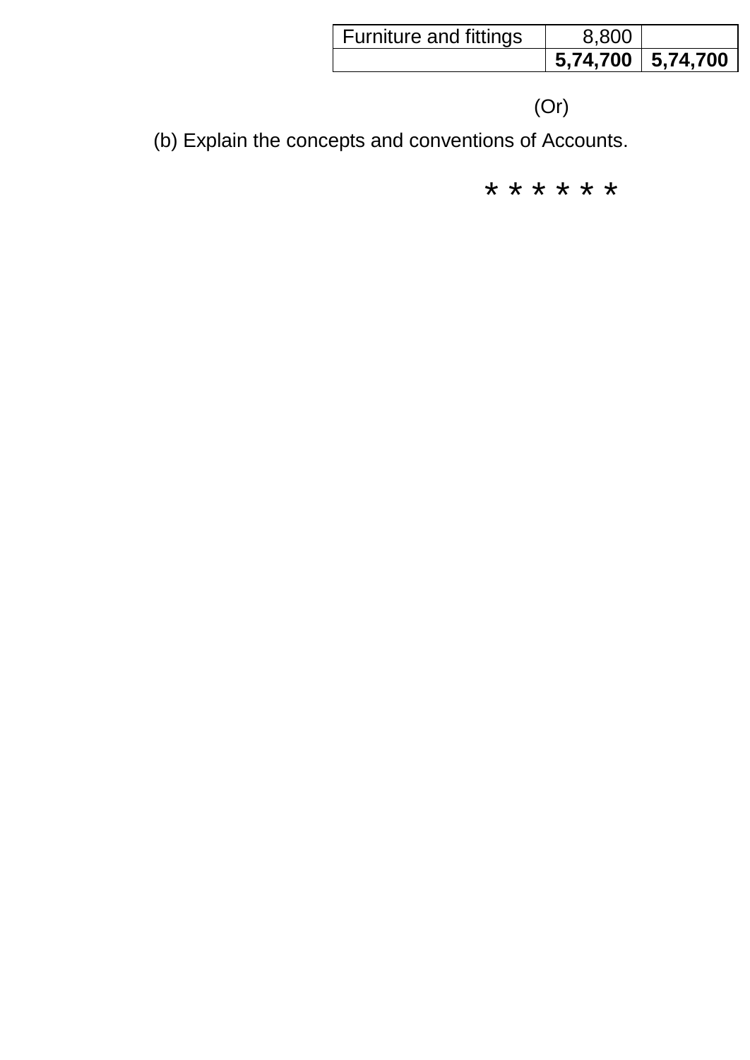| | | |
|---|---|---|
| Furniture and fittings | 8,800 | |
| | **5,74,700** | **5,74,700** |

(Or)

(b) Explain the concepts and conventions of Accounts.

* * * * * *